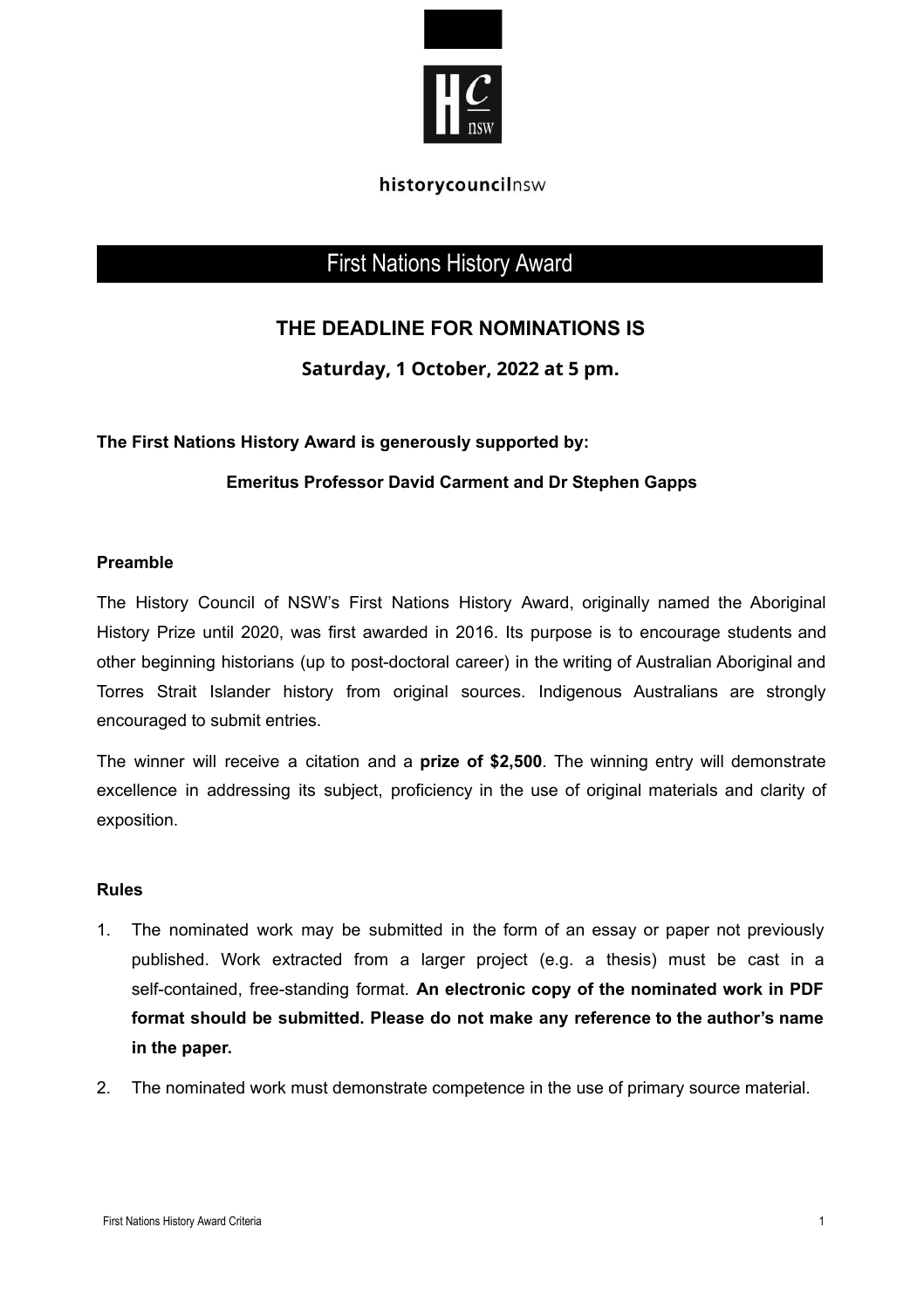historycouncilnsw

# First Nations History Award

## THE DEADLINE FOR NOMINATIONS IS

### Saturday, 1 October, 2022 at 5 pm.

**The First Nations History Award is generously supported by:**

**Emeritus Professor David Carment and Dr Stephen Gapps**

### Preamble

The History Council of NSW's First Nations History Award, originally named the Aboriginal History Prize until 2020, was first awarded in 2016. Its purpose is to encourage students and other beginning historians (up to post-doctoral career) in the writing of Australian Aboriginal and Torres Strait Islander history from original sources. Indigenous Australians are strongly encouraged to submit entries.

The winner will receive a citation and a **prize of $2,500**. The winning entry will demonstrate excellence in addressing its subject, proficiency in the use of original materials and clarity of exposition.

### Rules

1. The nominated work may be submitted in the form of an essay or paper not previously published. Work extracted from a larger project (e.g. a thesis) must be cast in a self-contained, free-standing format. **An electronic copy of the nominated work in PDF format should be submitted. Please do not make any reference to the author's name in the paper.**
2. The nominated work must demonstrate competence in the use of primary source material.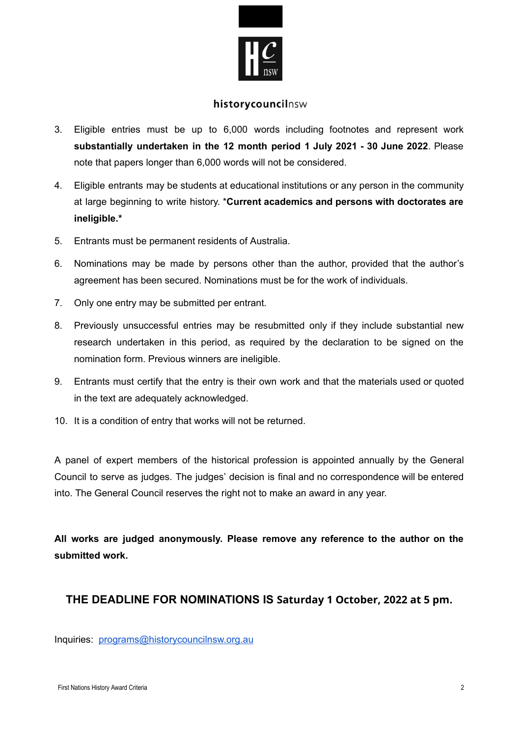historycouncilnsw

3. Eligible entries must be up to 6,000 words including footnotes and represent work **substantially undertaken in the 12 month period 1 July 2021 - 30 June 2022**. Please note that papers longer than 6,000 words will not be considered.
4. Eligible entrants may be students at educational institutions or any person in the community at large beginning to write history. \***Current academics and persons with doctorates are ineligible.\***
5. Entrants must be permanent residents of Australia.
6. Nominations may be made by persons other than the author, provided that the author's agreement has been secured. Nominations must be for the work of individuals.
7. Only one entry may be submitted per entrant.
8. Previously unsuccessful entries may be resubmitted only if they include substantial new research undertaken in this period, as required by the declaration to be signed on the nomination form. Previous winners are ineligible.
9. Entrants must certify that the entry is their own work and that the materials used or quoted in the text are adequately acknowledged.
10. It is a condition of entry that works will not be returned.

A panel of expert members of the historical profession is appointed annually by the General Council to serve as judges. The judges' decision is final and no correspondence will be entered into. The General Council reserves the right not to make an award in any year.

**All works are judged anonymously. Please remove any reference to the author on the submitted work.**

## THE DEADLINE FOR NOMINATIONS IS Saturday 1 October, 2022 at 5 pm.

Inquiries: programs@historycouncilnsw.org.au